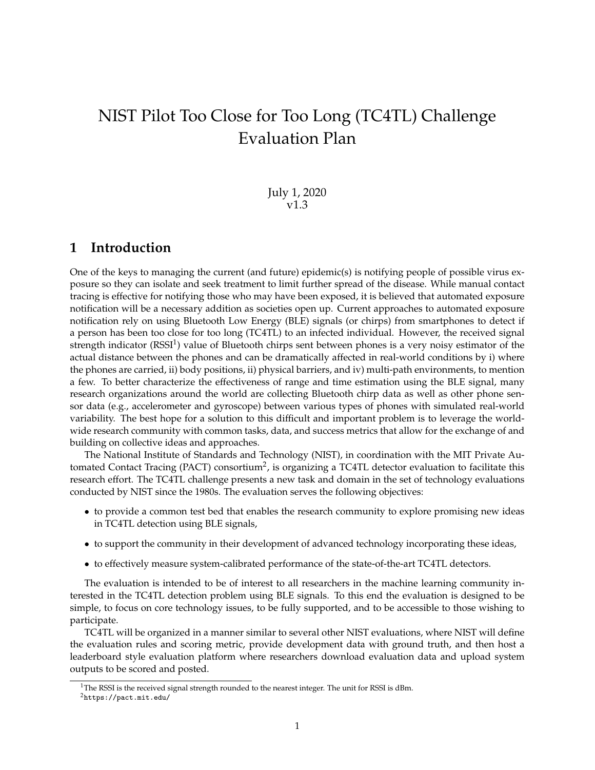# NIST Pilot Too Close for Too Long (TC4TL) Challenge Evaluation Plan

July 1, 2020
v1.3

## 1 Introduction

One of the keys to managing the current (and future) epidemic(s) is notifying people of possible virus exposure so they can isolate and seek treatment to limit further spread of the disease. While manual contact tracing is effective for notifying those who may have been exposed, it is believed that automated exposure notification will be a necessary addition as societies open up. Current approaches to automated exposure notification rely on using Bluetooth Low Energy (BLE) signals (or chirps) from smartphones to detect if a person has been too close for too long (TC4TL) to an infected individual. However, the received signal strength indicator (RSSI[1]) value of Bluetooth chirps sent between phones is a very noisy estimator of the actual distance between the phones and can be dramatically affected in real-world conditions by i) where the phones are carried, ii) body positions, ii) physical barriers, and iv) multi-path environments, to mention a few. To better characterize the effectiveness of range and time estimation using the BLE signal, many research organizations around the world are collecting Bluetooth chirp data as well as other phone sensor data (e.g., accelerometer and gyroscope) between various types of phones with simulated real-world variability. The best hope for a solution to this difficult and important problem is to leverage the world-wide research community with common tasks, data, and success metrics that allow for the exchange of and building on collective ideas and approaches.

The National Institute of Standards and Technology (NIST), in coordination with the MIT Private Automated Contact Tracing (PACT) consortium[2], is organizing a TC4TL detector evaluation to facilitate this research effort. The TC4TL challenge presents a new task and domain in the set of technology evaluations conducted by NIST since the 1980s. The evaluation serves the following objectives:

- to provide a common test bed that enables the research community to explore promising new ideas in TC4TL detection using BLE signals,
- to support the community in their development of advanced technology incorporating these ideas,
- to effectively measure system-calibrated performance of the state-of-the-art TC4TL detectors.

The evaluation is intended to be of interest to all researchers in the machine learning community interested in the TC4TL detection problem using BLE signals. To this end the evaluation is designed to be simple, to focus on core technology issues, to be fully supported, and to be accessible to those wishing to participate.

TC4TL will be organized in a manner similar to several other NIST evaluations, where NIST will define the evaluation rules and scoring metric, provide development data with ground truth, and then host a leaderboard style evaluation platform where researchers download evaluation data and upload system outputs to be scored and posted.

[1] The RSSI is the received signal strength rounded to the nearest integer. The unit for RSSI is dBm.

[2] https://pact.mit.edu/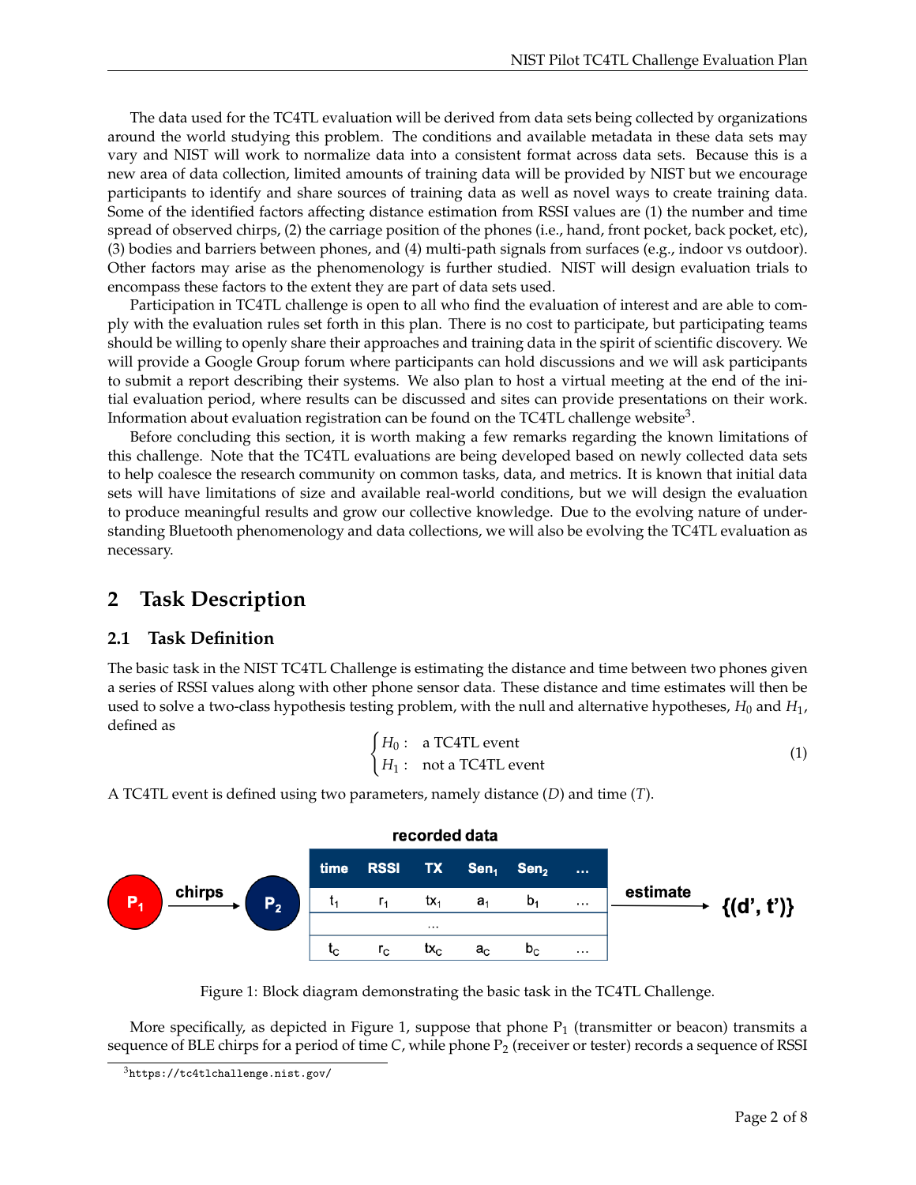The data used for the TC4TL evaluation will be derived from data sets being collected by organizations around the world studying this problem. The conditions and available metadata in these data sets may vary and NIST will work to normalize data into a consistent format across data sets. Because this is a new area of data collection, limited amounts of training data will be provided by NIST but we encourage participants to identify and share sources of training data as well as novel ways to create training data. Some of the identified factors affecting distance estimation from RSSI values are (1) the number and time spread of observed chirps, (2) the carriage position of the phones (i.e., hand, front pocket, back pocket, etc), (3) bodies and barriers between phones, and (4) multi-path signals from surfaces (e.g., indoor vs outdoor). Other factors may arise as the phenomenology is further studied. NIST will design evaluation trials to encompass these factors to the extent they are part of data sets used.

Participation in TC4TL challenge is open to all who find the evaluation of interest and are able to comply with the evaluation rules set forth in this plan. There is no cost to participate, but participating teams should be willing to openly share their approaches and training data in the spirit of scientific discovery. We will provide a Google Group forum where participants can hold discussions and we will ask participants to submit a report describing their systems. We also plan to host a virtual meeting at the end of the initial evaluation period, where results can be discussed and sites can provide presentations on their work. Information about evaluation registration can be found on the TC4TL challenge website[3].

Before concluding this section, it is worth making a few remarks regarding the known limitations of this challenge. Note that the TC4TL evaluations are being developed based on newly collected data sets to help coalesce the research community on common tasks, data, and metrics. It is known that initial data sets will have limitations of size and available real-world conditions, but we will design the evaluation to produce meaningful results and grow our collective knowledge. Due to the evolving nature of understanding Bluetooth phenomenology and data collections, we will also be evolving the TC4TL evaluation as necessary.

## 2 Task Description

### 2.1 Task Definition

The basic task in the NIST TC4TL Challenge is estimating the distance and time between two phones given a series of RSSI values along with other phone sensor data. These distance and time estimates will then be used to solve a two-class hypothesis testing problem, with the null and alternative hypotheses, $H_0$ and $H_1$, defined as

$$\begin{cases} H_0: & \text{a TC4TL event} \\ H_1: & \text{not a TC4TL event} \end{cases} \tag{1}$$

A TC4TL event is defined using two parameters, namely distance ($D$) and time ($T$).

$P_1$ → chirps → $P_2$

recorded data

| time | RSSI | TX | $Sen_1$ | $Sen_2$ | ... |
|---|---|---|---|---|---|
| $t_1$ | $r_1$ | $tx_1$ | $a_1$ | $b_1$ | ... |
| | | ... | | | |
| $t_C$ | $r_C$ | $tx_C$ | $a_C$ | $b_C$ | ... |

estimate → $\{(d', t')\}$

Figure 1: Block diagram demonstrating the basic task in the TC4TL Challenge.

More specifically, as depicted in Figure 1, suppose that phone $P_1$ (transmitter or beacon) transmits a sequence of BLE chirps for a period of time $C$, while phone $P_2$ (receiver or tester) records a sequence of RSSI

[3] https://tc4tlchallenge.nist.gov/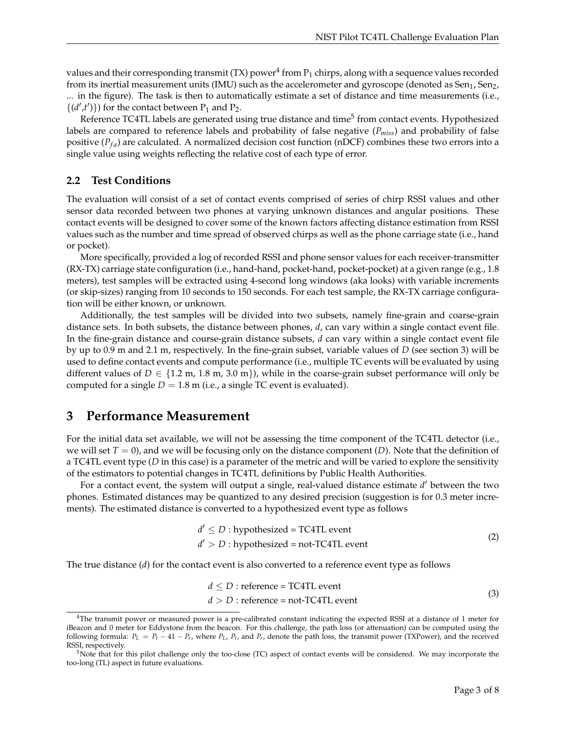values and their corresponding transmit (TX) power[4] from $P_1$ chirps, along with a sequence values recorded from its inertial measurement units (IMU) such as the accelerometer and gyroscope (denoted as $Sen_1$, $Sen_2$, ... in the figure). The task is then to automatically estimate a set of distance and time measurements (i.e., $\{(d',t')\}$) for the contact between $P_1$ and $P_2$.

Reference TC4TL labels are generated using true distance and time[5] from contact events. Hypothesized labels are compared to reference labels and probability of false negative ($P_{miss}$) and probability of false positive ($P_{fa}$) are calculated. A normalized decision cost function (nDCF) combines these two errors into a single value using weights reflecting the relative cost of each type of error.

### 2.2 Test Conditions

The evaluation will consist of a set of contact events comprised of series of chirp RSSI values and other sensor data recorded between two phones at varying unknown distances and angular positions. These contact events will be designed to cover some of the known factors affecting distance estimation from RSSI values such as the number and time spread of observed chirps as well as the phone carriage state (i.e., hand or pocket).

More specifically, provided a log of recorded RSSI and phone sensor values for each receiver-transmitter (RX-TX) carriage state configuration (i.e., hand-hand, pocket-hand, pocket-pocket) at a given range (e.g., 1.8 meters), test samples will be extracted using 4-second long windows (aka looks) with variable increments (or skip-sizes) ranging from 10 seconds to 150 seconds. For each test sample, the RX-TX carriage configuration will be either known, or unknown.

Additionally, the test samples will be divided into two subsets, namely fine-grain and coarse-grain distance sets. In both subsets, the distance between phones, $d$, can vary within a single contact event file. In the fine-grain distance and course-grain distance subsets, $d$ can vary within a single contact event file by up to 0.9 m and 2.1 m, respectively. In the fine-grain subset, variable values of $D$ (see section 3) will be used to define contact events and compute performance (i.e., multiple TC events will be evaluated by using different values of $D \in \{1.2 \text{ m}, 1.8 \text{ m}, 3.0 \text{ m}\}$), while in the coarse-grain subset performance will only be computed for a single $D = 1.8$ m (i.e., a single TC event is evaluated).

## 3 Performance Measurement

For the initial data set available, we will not be assessing the time component of the TC4TL detector (i.e., we will set $T = 0$), and we will be focusing only on the distance component ($D$). Note that the definition of a TC4TL event type ($D$ in this case) is a parameter of the metric and will be varied to explore the sensitivity of the estimators to potential changes in TC4TL definitions by Public Health Authorities.

For a contact event, the system will output a single, real-valued distance estimate $d'$ between the two phones. Estimated distances may be quantized to any desired precision (suggestion is for 0.3 meter increments). The estimated distance is converted to a hypothesized event type as follows

$$
\begin{aligned}
d' \leq D &: \text{hypothesized = TC4TL event} \\
d' > D &: \text{hypothesized = not-TC4TL event}
\end{aligned}
\tag{2}
$$

The true distance ($d$) for the contact event is also converted to a reference event type as follows

$$
\begin{aligned}
d \leq D &: \text{reference = TC4TL event} \\
d > D &: \text{reference = not-TC4TL event}
\end{aligned}
\tag{3}
$$

[4] The transmit power or measured power is a pre-calibrated constant indicating the expected RSSI at a distance of 1 meter for iBeacon and 0 meter for Eddystone from the beacon. For this challenge, the path loss (or attenuation) can be computed using the following formula: $P_L = P_t - 41 - P_r$, where $P_L$, $P_t$, and $P_r$, denote the path loss, the transmit power (TXPower), and the received RSSI, respectively.

[5] Note that for this pilot challenge only the too-close (TC) aspect of contact events will be considered. We may incorporate the too-long (TL) aspect in future evaluations.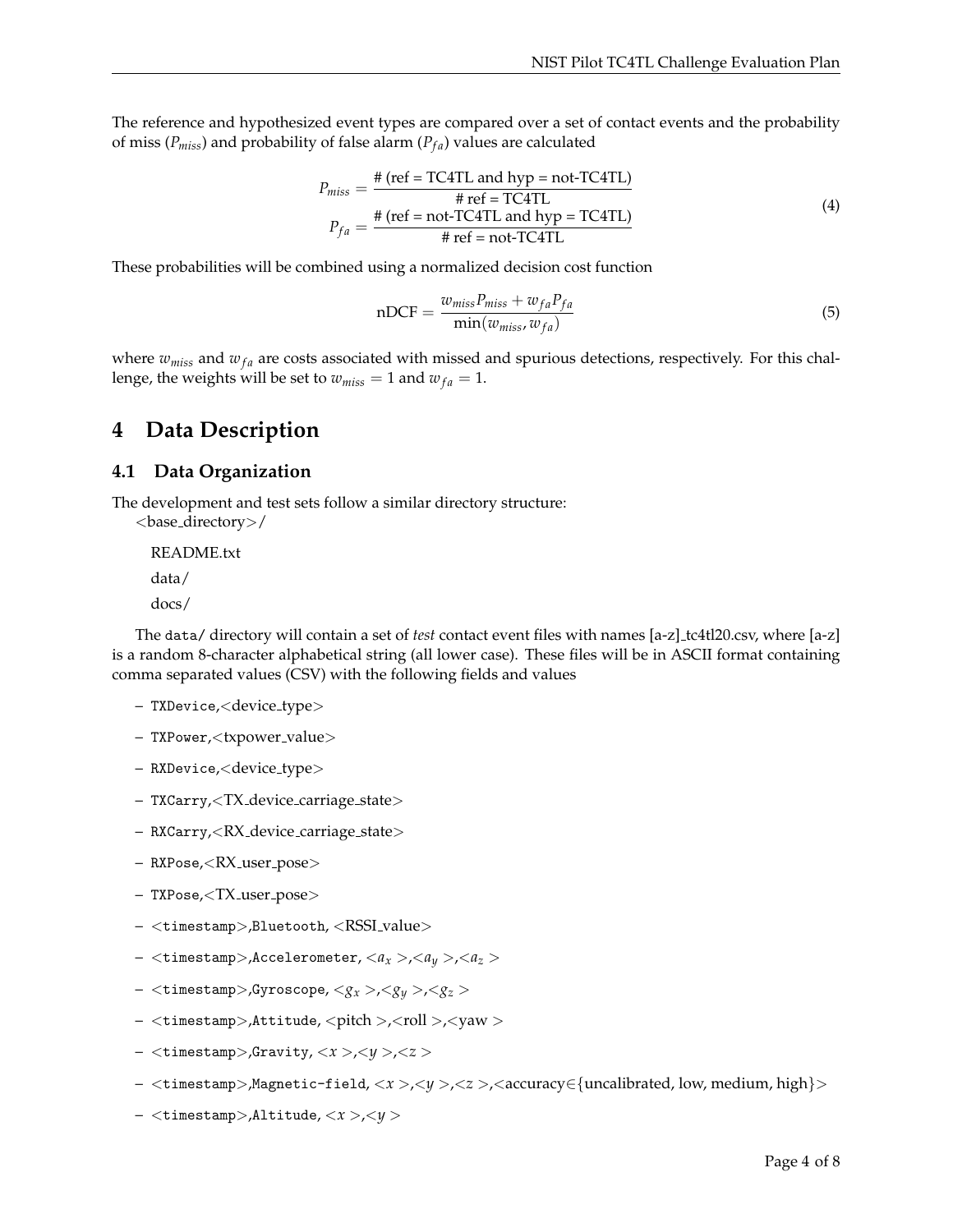The reference and hypothesized event types are compared over a set of contact events and the probability of miss ($P_{miss}$) and probability of false alarm ($P_{fa}$) values are calculated

$$
\begin{aligned}
P_{miss} &= \frac{\text{\# (ref = TC4TL and hyp = not-TC4TL)}}{\text{\# ref = TC4TL}} \\
P_{fa} &= \frac{\text{\# (ref = not-TC4TL and hyp = TC4TL)}}{\text{\# ref = not-TC4TL}}
\end{aligned}
\tag{4}
$$

These probabilities will be combined using a normalized decision cost function

$$
\text{nDCF} = \frac{w_{miss} P_{miss} + w_{fa} P_{fa}}{\min(w_{miss}, w_{fa})} \tag{5}
$$

where $w_{miss}$ and $w_{fa}$ are costs associated with missed and spurious detections, respectively. For this challenge, the weights will be set to $w_{miss} = 1$ and $w_{fa} = 1$.

# 4 Data Description

## 4.1 Data Organization

The development and test sets follow a similar directory structure:
<base_directory>/

README.txt
data/
docs/

The data/ directory will contain a set of *test* contact event files with names [a-z]_tc4tl20.csv, where [a-z] is a random 8-character alphabetical string (all lower case). These files will be in ASCII format containing comma separated values (CSV) with the following fields and values

- TXDevice,<device_type>
- TXPower,<txpower_value>
- RXDevice,<device_type>
- TXCarry,<TX_device_carriage_state>
- RXCarry,<RX_device_carriage_state>
- RXPose,<RX_user_pose>
- TXPose,<TX_user_pose>
- <timestamp>,Bluetooth, <RSSI_value>
- <timestamp>,Accelerometer, <$a_x$ >,<$a_y$ >,<$a_z$ >
- <timestamp>,Gyroscope, <$g_x$ >,<$g_y$ >,<$g_z$ >
- <timestamp>,Attitude, <pitch >,<roll >,<yaw >
- <timestamp>,Gravity, <$x$ >,<$y$ >,<$z$ >
- <timestamp>,Magnetic-field, <$x$ >,<$y$ >,<$z$ >,<accuracy∈{uncalibrated, low, medium, high}>
- <timestamp>,Altitude, <$x$ >,<$y$ >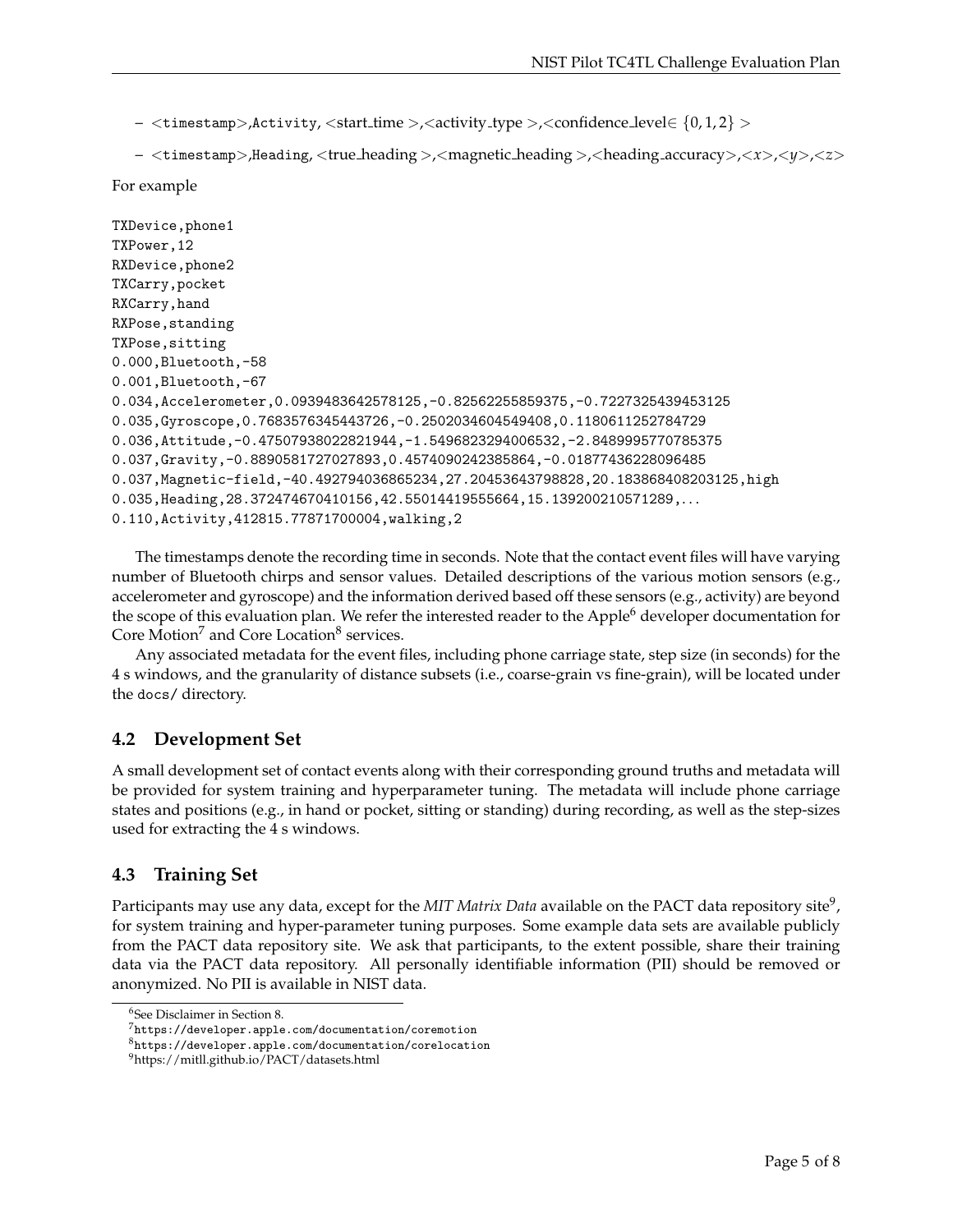- <timestamp>,Activity, <start_time >,<activity_type >,<confidence_level$\in \{0, 1, 2\}$ >
- <timestamp>,Heading, <true_heading >,<magnetic_heading >,<heading_accuracy>,<$x$>,<$y$>,<$z$>

For example

```
TXDevice,phone1
TXPower,12
RXDevice,phone2
TXCarry,pocket
RXCarry,hand
RXPose,standing
TXPose,sitting
0.000,Bluetooth,-58
0.001,Bluetooth,-67
0.034,Accelerometer,0.0939483642578125,-0.82562255859375,-0.7227325439453125
0.035,Gyroscope,0.7683576345443726,-0.2502034604549408,0.1180611252784729
0.036,Attitude,-0.47507938022821944,-1.5496823294006532,-2.8489995770785375
0.037,Gravity,-0.8890581727027893,0.4574090242385864,-0.01877436228096485
0.037,Magnetic-field,-40.492794036865234,27.20453643798828,20.183868408203125,high
0.035,Heading,28.372474670410156,42.55014419555664,15.139200210571289,...
0.110,Activity,412815.77871700004,walking,2
```

The timestamps denote the recording time in seconds. Note that the contact event files will have varying number of Bluetooth chirps and sensor values. Detailed descriptions of the various motion sensors (e.g., accelerometer and gyroscope) and the information derived based off these sensors (e.g., activity) are beyond the scope of this evaluation plan. We refer the interested reader to the Apple[6] developer documentation for Core Motion[7] and Core Location[8] services.

Any associated metadata for the event files, including phone carriage state, step size (in seconds) for the 4 s windows, and the granularity of distance subsets (i.e., coarse-grain vs fine-grain), will be located under the docs/ directory.

## 4.2 Development Set

A small development set of contact events along with their corresponding ground truths and metadata will be provided for system training and hyperparameter tuning. The metadata will include phone carriage states and positions (e.g., in hand or pocket, sitting or standing) during recording, as well as the step-sizes used for extracting the 4 s windows.

## 4.3 Training Set

Participants may use any data, except for the *MIT Matrix Data* available on the PACT data repository site[9], for system training and hyper-parameter tuning purposes. Some example data sets are available publicly from the PACT data repository site. We ask that participants, to the extent possible, share their training data via the PACT data repository. All personally identifiable information (PII) should be removed or anonymized. No PII is available in NIST data.

[6] See Disclaimer in Section 8.

[7] https://developer.apple.com/documentation/coremotion

[8] https://developer.apple.com/documentation/corelocation

[9] https://mitll.github.io/PACT/datasets.html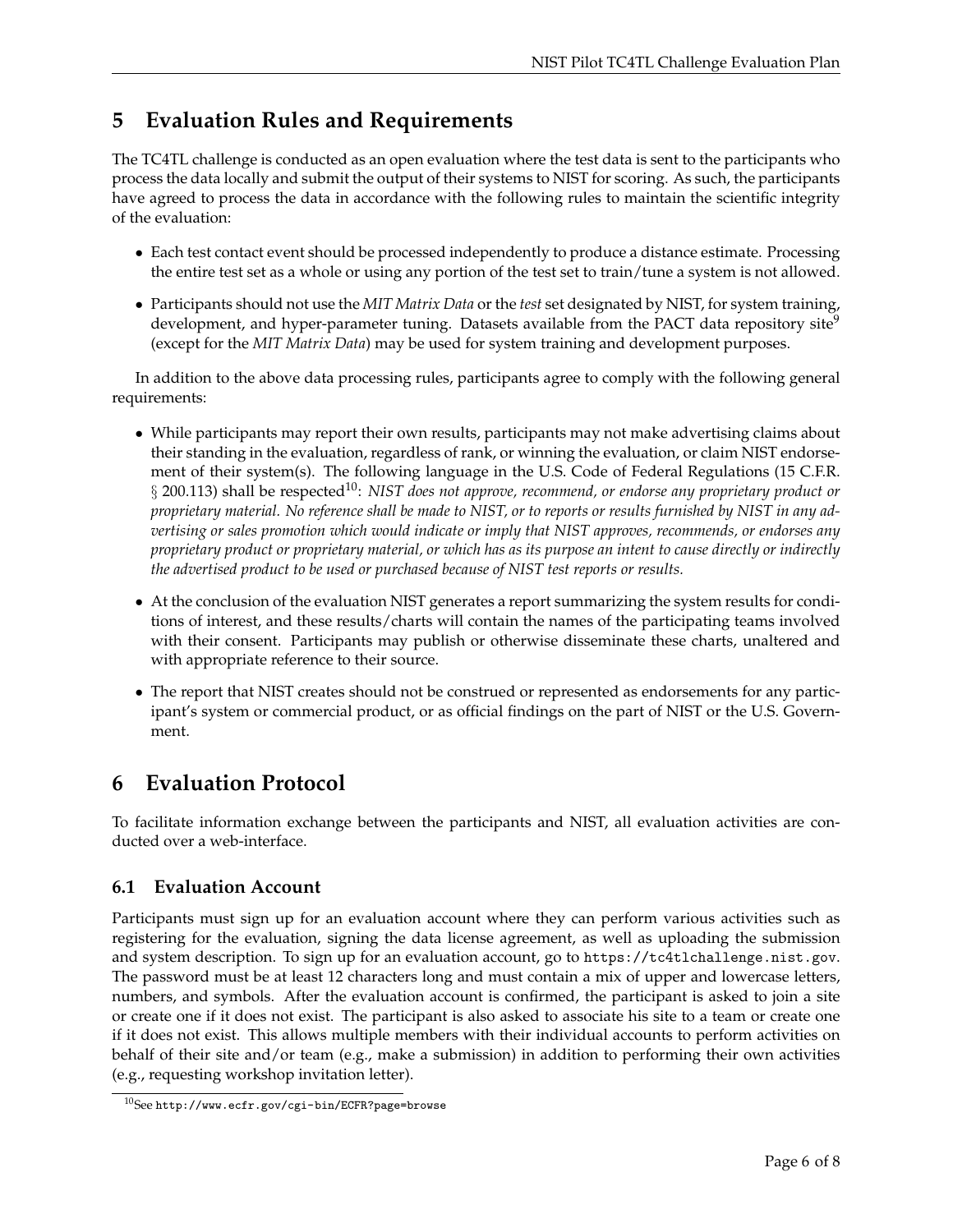# 5 Evaluation Rules and Requirements

The TC4TL challenge is conducted as an open evaluation where the test data is sent to the participants who process the data locally and submit the output of their systems to NIST for scoring. As such, the participants have agreed to process the data in accordance with the following rules to maintain the scientific integrity of the evaluation:

- Each test contact event should be processed independently to produce a distance estimate. Processing the entire test set as a whole or using any portion of the test set to train/tune a system is not allowed.
- Participants should not use the *MIT Matrix Data* or the *test* set designated by NIST, for system training, development, and hyper-parameter tuning. Datasets available from the PACT data repository site[9] (except for the *MIT Matrix Data*) may be used for system training and development purposes.

In addition to the above data processing rules, participants agree to comply with the following general requirements:

- While participants may report their own results, participants may not make advertising claims about their standing in the evaluation, regardless of rank, or winning the evaluation, or claim NIST endorsement of their system(s). The following language in the U.S. Code of Federal Regulations (15 C.F.R. § 200.113) shall be respected[10]: *NIST does not approve, recommend, or endorse any proprietary product or proprietary material. No reference shall be made to NIST, or to reports or results furnished by NIST in any advertising or sales promotion which would indicate or imply that NIST approves, recommends, or endorses any proprietary product or proprietary material, or which has as its purpose an intent to cause directly or indirectly the advertised product to be used or purchased because of NIST test reports or results.*
- At the conclusion of the evaluation NIST generates a report summarizing the system results for conditions of interest, and these results/charts will contain the names of the participating teams involved with their consent. Participants may publish or otherwise disseminate these charts, unaltered and with appropriate reference to their source.
- The report that NIST creates should not be construed or represented as endorsements for any participant's system or commercial product, or as official findings on the part of NIST or the U.S. Government.

# 6 Evaluation Protocol

To facilitate information exchange between the participants and NIST, all evaluation activities are conducted over a web-interface.

## 6.1 Evaluation Account

Participants must sign up for an evaluation account where they can perform various activities such as registering for the evaluation, signing the data license agreement, as well as uploading the submission and system description. To sign up for an evaluation account, go to `https://tc4tlchallenge.nist.gov`. The password must be at least 12 characters long and must contain a mix of upper and lowercase letters, numbers, and symbols. After the evaluation account is confirmed, the participant is asked to join a site or create one if it does not exist. The participant is also asked to associate his site to a team or create one if it does not exist. This allows multiple members with their individual accounts to perform activities on behalf of their site and/or team (e.g., make a submission) in addition to performing their own activities (e.g., requesting workshop invitation letter).

[10] See `http://www.ecfr.gov/cgi-bin/ECFR?page=browse`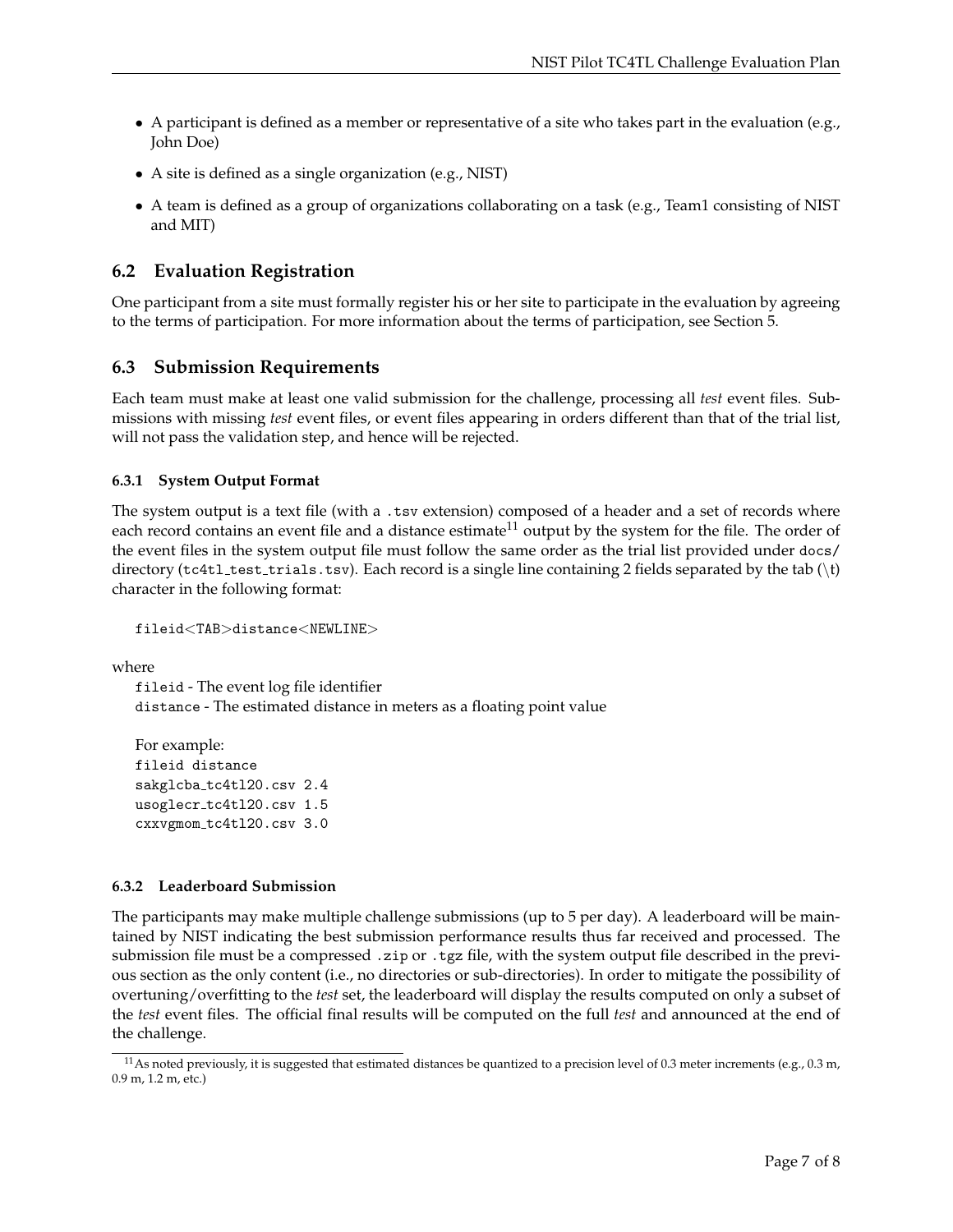- A participant is defined as a member or representative of a site who takes part in the evaluation (e.g., John Doe)
- A site is defined as a single organization (e.g., NIST)
- A team is defined as a group of organizations collaborating on a task (e.g., Team1 consisting of NIST and MIT)

## 6.2 Evaluation Registration

One participant from a site must formally register his or her site to participate in the evaluation by agreeing to the terms of participation. For more information about the terms of participation, see Section 5.

## 6.3 Submission Requirements

Each team must make at least one valid submission for the challenge, processing all *test* event files. Submissions with missing *test* event files, or event files appearing in orders different than that of the trial list, will not pass the validation step, and hence will be rejected.

### 6.3.1 System Output Format

The system output is a text file (with a `.tsv` extension) composed of a header and a set of records where each record contains an event file and a distance estimate[11] output by the system for the file. The order of the event files in the system output file must follow the same order as the trial list provided under `docs/` directory (`tc4tl_test_trials.tsv`). Each record is a single line containing 2 fields separated by the tab (\t) character in the following format:

```
fileid<TAB>distance<NEWLINE>
```

where

`fileid` - The event log file identifier
`distance` - The estimated distance in meters as a floating point value

For example:

```
fileid distance
sakglcba_tc4tl20.csv 2.4
usoglecr_tc4tl20.csv 1.5
cxxvgmom_tc4tl20.csv 3.0
```

### 6.3.2 Leaderboard Submission

The participants may make multiple challenge submissions (up to 5 per day). A leaderboard will be maintained by NIST indicating the best submission performance results thus far received and processed. The submission file must be a compressed `.zip` or `.tgz` file, with the system output file described in the previous section as the only content (i.e., no directories or sub-directories). In order to mitigate the possibility of overtuning/overfitting to the *test* set, the leaderboard will display the results computed on only a subset of the *test* event files. The official final results will be computed on the full *test* and announced at the end of the challenge.

[11] As noted previously, it is suggested that estimated distances be quantized to a precision level of 0.3 meter increments (e.g., 0.3 m, 0.9 m, 1.2 m, etc.)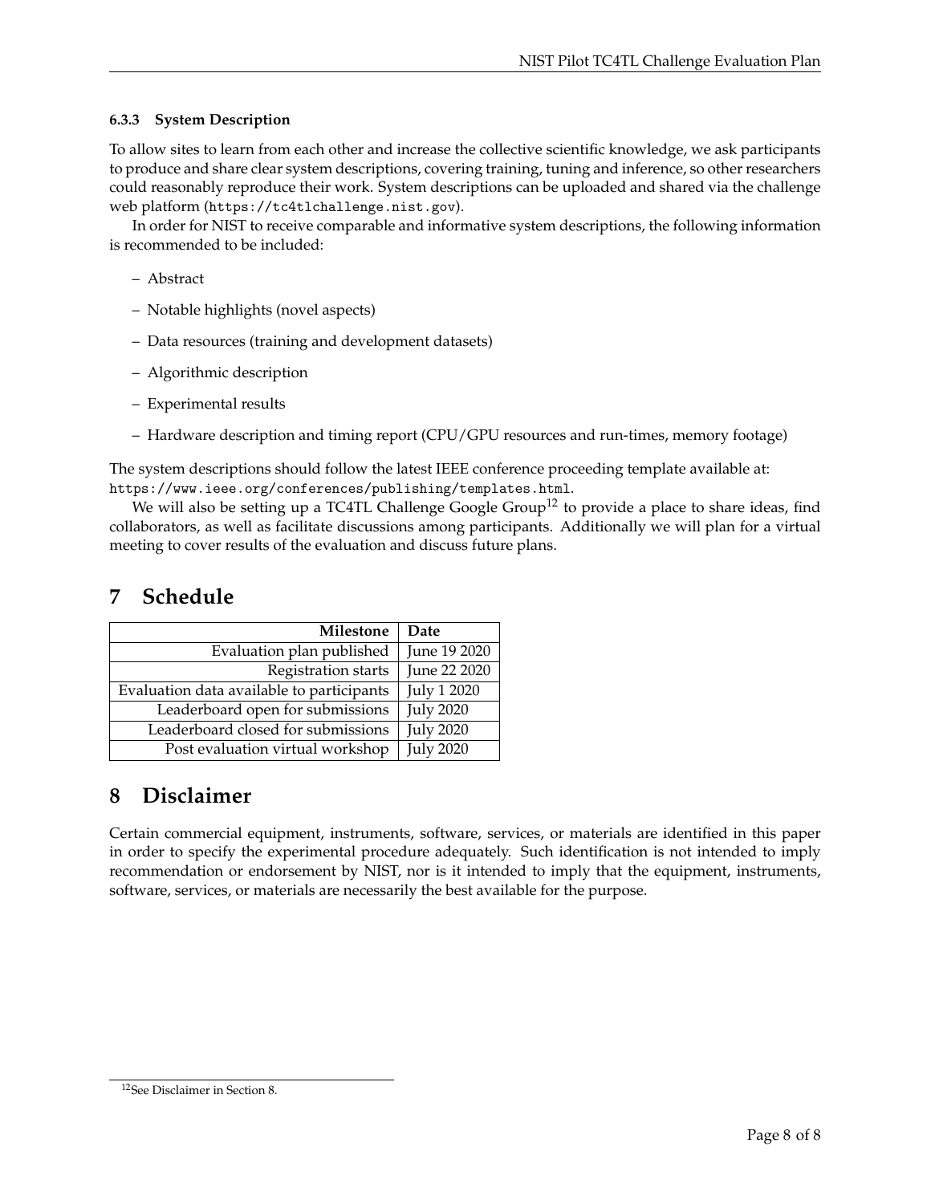#### 6.3.3 System Description

To allow sites to learn from each other and increase the collective scientific knowledge, we ask participants to produce and share clear system descriptions, covering training, tuning and inference, so other researchers could reasonably reproduce their work. System descriptions can be uploaded and shared via the challenge web platform (`https://tc4tlchallenge.nist.gov`).

In order for NIST to receive comparable and informative system descriptions, the following information is recommended to be included:

- Abstract
- Notable highlights (novel aspects)
- Data resources (training and development datasets)
- Algorithmic description
- Experimental results
- Hardware description and timing report (CPU/GPU resources and run-times, memory footage)

The system descriptions should follow the latest IEEE conference proceeding template available at: `https://www.ieee.org/conferences/publishing/templates.html`.

We will also be setting up a TC4TL Challenge Google Group[12] to provide a place to share ideas, find collaborators, as well as facilitate discussions among participants. Additionally we will plan for a virtual meeting to cover results of the evaluation and discuss future plans.

# 7 Schedule

| Milestone | Date |
|---:|---|
| Evaluation plan published | June 19 2020 |
| Registration starts | June 22 2020 |
| Evaluation data available to participants | July 1 2020 |
| Leaderboard open for submissions | July 2020 |
| Leaderboard closed for submissions | July 2020 |
| Post evaluation virtual workshop | July 2020 |

# 8 Disclaimer

Certain commercial equipment, instruments, software, services, or materials are identified in this paper in order to specify the experimental procedure adequately. Such identification is not intended to imply recommendation or endorsement by NIST, nor is it intended to imply that the equipment, instruments, software, services, or materials are necessarily the best available for the purpose.

[12] See Disclaimer in Section 8.